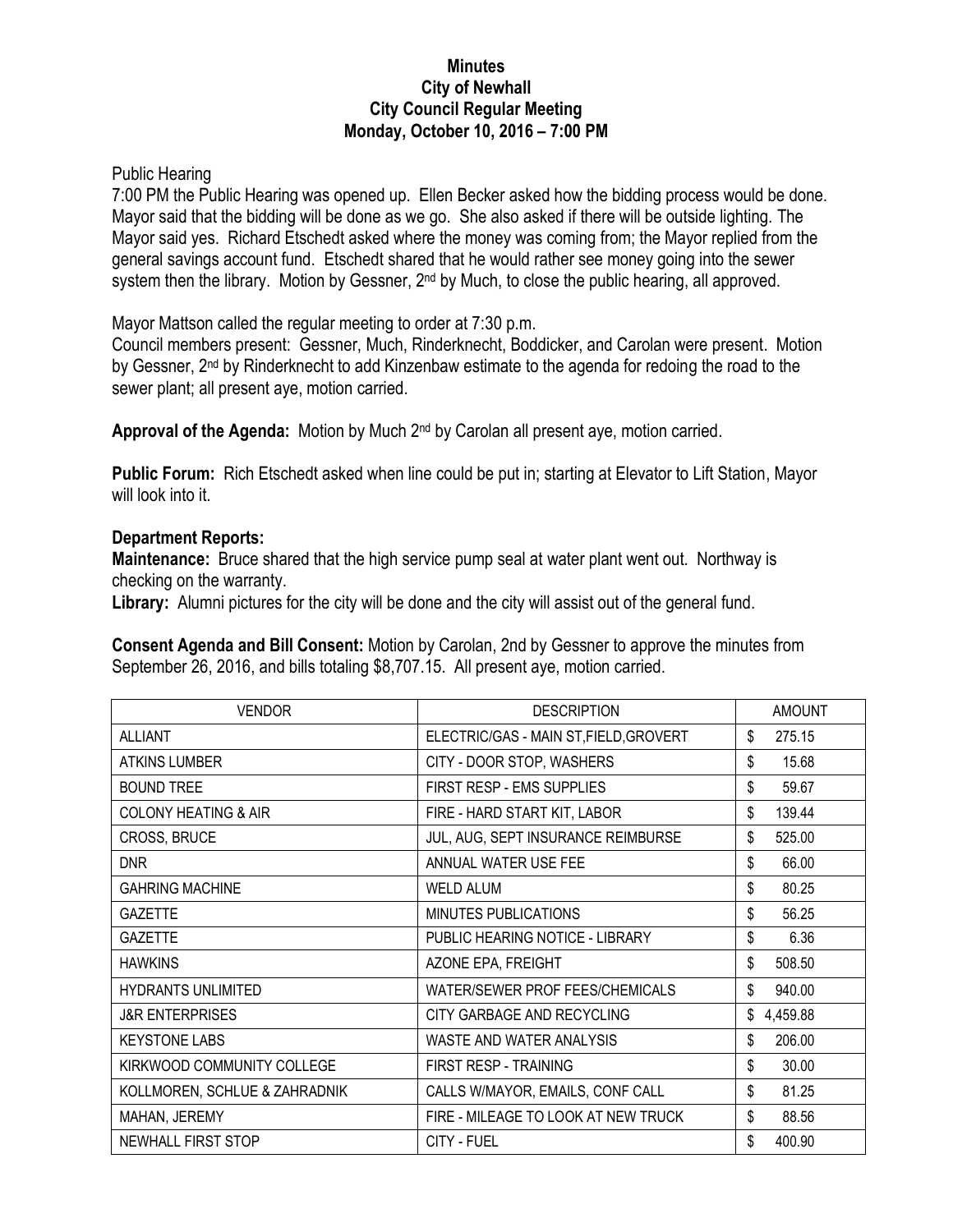**Minutes**
**City of Newhall**
**City Council Regular Meeting**
**Monday, October 10, 2016 – 7:00 PM**

Public Hearing

7:00 PM the Public Hearing was opened up. Ellen Becker asked how the bidding process would be done. Mayor said that the bidding will be done as we go. She also asked if there will be outside lighting. The Mayor said yes. Richard Etschedt asked where the money was coming from; the Mayor replied from the general savings account fund. Etschedt shared that he would rather see money going into the sewer system then the library. Motion by Gessner, 2nd by Much, to close the public hearing, all approved.

Mayor Mattson called the regular meeting to order at 7:30 p.m.

Council members present: Gessner, Much, Rinderknecht, Boddicker, and Carolan were present. Motion by Gessner, 2nd by Rinderknecht to add Kinzenbaw estimate to the agenda for redoing the road to the sewer plant; all present aye, motion carried.

**Approval of the Agenda:** Motion by Much 2nd by Carolan all present aye, motion carried.

**Public Forum:** Rich Etschedt asked when line could be put in; starting at Elevator to Lift Station, Mayor will look into it.

**Department Reports:**

**Maintenance:** Bruce shared that the high service pump seal at water plant went out. Northway is checking on the warranty.

**Library:** Alumni pictures for the city will be done and the city will assist out of the general fund.

**Consent Agenda and Bill Consent:** Motion by Carolan, 2nd by Gessner to approve the minutes from September 26, 2016, and bills totaling $8,707.15. All present aye, motion carried.

| VENDOR | DESCRIPTION | AMOUNT |
| --- | --- | --- |
| ALLIANT | ELECTRIC/GAS - MAIN ST,FIELD,GROVERT | $ 275.15 |
| ATKINS LUMBER | CITY - DOOR STOP, WASHERS | $ 15.68 |
| BOUND TREE | FIRST RESP - EMS SUPPLIES | $ 59.67 |
| COLONY HEATING & AIR | FIRE - HARD START KIT, LABOR | $ 139.44 |
| CROSS, BRUCE | JUL, AUG, SEPT INSURANCE REIMBURSE | $ 525.00 |
| DNR | ANNUAL WATER USE FEE | $ 66.00 |
| GAHRING MACHINE | WELD ALUM | $ 80.25 |
| GAZETTE | MINUTES PUBLICATIONS | $ 56.25 |
| GAZETTE | PUBLIC HEARING NOTICE - LIBRARY | $ 6.36 |
| HAWKINS | AZONE EPA, FREIGHT | $ 508.50 |
| HYDRANTS UNLIMITED | WATER/SEWER PROF FEES/CHEMICALS | $ 940.00 |
| J&R ENTERPRISES | CITY GARBAGE AND RECYCLING | $ 4,459.88 |
| KEYSTONE LABS | WASTE AND WATER ANALYSIS | $ 206.00 |
| KIRKWOOD COMMUNITY COLLEGE | FIRST RESP - TRAINING | $ 30.00 |
| KOLLMOREN, SCHLUE & ZAHRADNIK | CALLS W/MAYOR, EMAILS, CONF CALL | $ 81.25 |
| MAHAN, JEREMY | FIRE - MILEAGE TO LOOK AT NEW TRUCK | $ 88.56 |
| NEWHALL FIRST STOP | CITY - FUEL | $ 400.90 |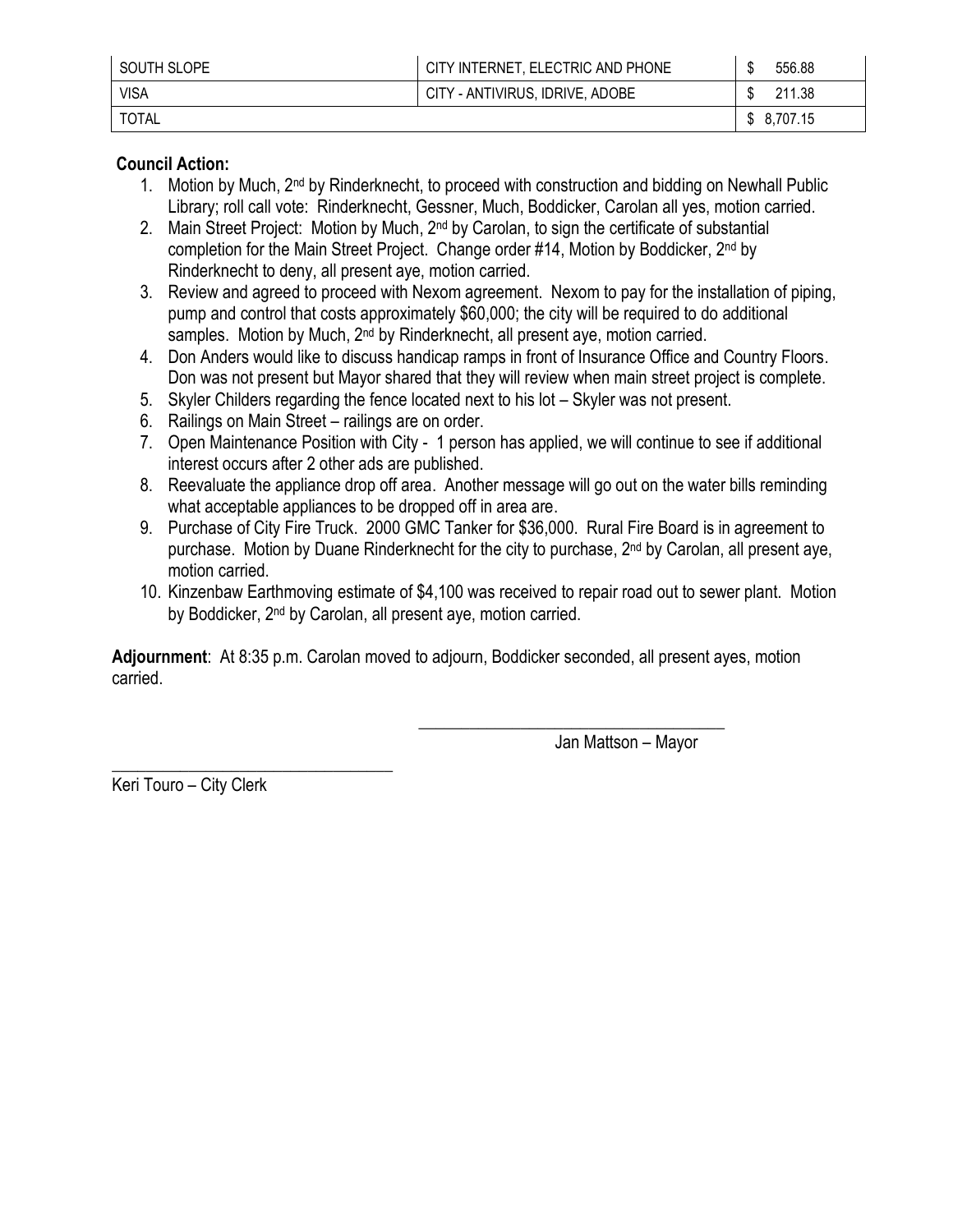| | | |
|---|---|---|
| SOUTH SLOPE | CITY INTERNET, ELECTRIC AND PHONE | $ 556.88 |
| VISA | CITY - ANTIVIRUS, IDRIVE, ADOBE | $ 211.38 |
| TOTAL | | $ 8,707.15 |

**Council Action:**

1. Motion by Much, 2nd by Rinderknecht, to proceed with construction and bidding on Newhall Public Library; roll call vote: Rinderknecht, Gessner, Much, Boddicker, Carolan all yes, motion carried.
2. Main Street Project: Motion by Much, 2nd by Carolan, to sign the certificate of substantial completion for the Main Street Project. Change order #14, Motion by Boddicker, 2nd by Rinderknecht to deny, all present aye, motion carried.
3. Review and agreed to proceed with Nexom agreement. Nexom to pay for the installation of piping, pump and control that costs approximately $60,000; the city will be required to do additional samples. Motion by Much, 2nd by Rinderknecht, all present aye, motion carried.
4. Don Anders would like to discuss handicap ramps in front of Insurance Office and Country Floors. Don was not present but Mayor shared that they will review when main street project is complete.
5. Skyler Childers regarding the fence located next to his lot – Skyler was not present.
6. Railings on Main Street – railings are on order.
7. Open Maintenance Position with City - 1 person has applied, we will continue to see if additional interest occurs after 2 other ads are published.
8. Reevaluate the appliance drop off area. Another message will go out on the water bills reminding what acceptable appliances to be dropped off in area are.
9. Purchase of City Fire Truck. 2000 GMC Tanker for $36,000. Rural Fire Board is in agreement to purchase. Motion by Duane Rinderknecht for the city to purchase, 2nd by Carolan, all present aye, motion carried.
10. Kinzenbaw Earthmoving estimate of $4,100 was received to repair road out to sewer plant. Motion by Boddicker, 2nd by Carolan, all present aye, motion carried.

**Adjournment**: At 8:35 p.m. Carolan moved to adjourn, Boddicker seconded, all present ayes, motion carried.

\_\_\_\_\_\_\_\_\_\_\_\_\_\_\_\_\_\_\_\_\_\_\_\_\_\_\_\_\_\_\_\_\_\_\_\_

Jan Mattson – Mayor

\_\_\_\_\_\_\_\_\_\_\_\_\_\_\_\_\_\_\_\_\_\_\_\_\_\_\_\_\_\_\_\_\_\_\_\_

Keri Touro – City Clerk